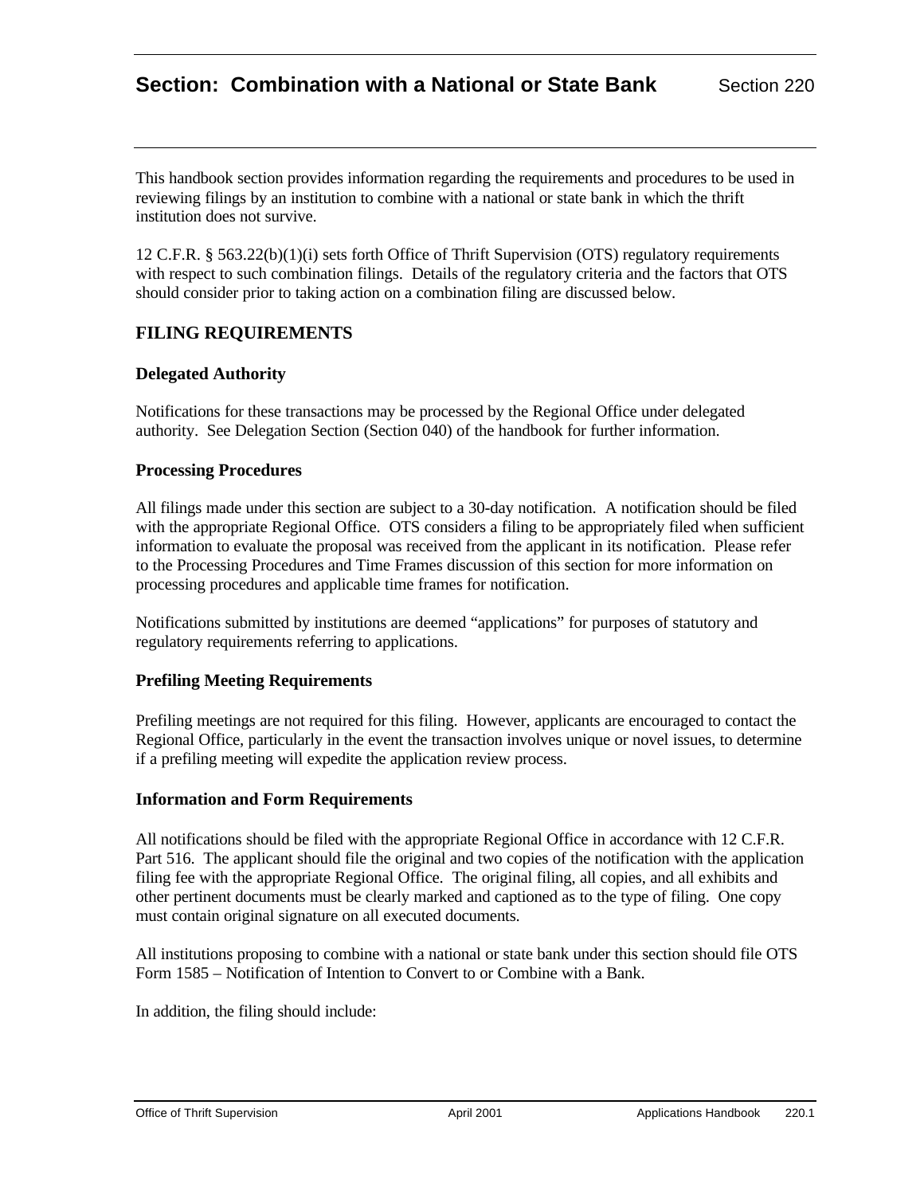# Section: Combination with a National or State Bank Section 220

This handbook section provides information regarding the requirements and procedures to be used in reviewing filings by an institution to combine with a national or state bank in which the thrift institution does not survive.

12 C.F.R. § 563.22(b)(1)(i) sets forth Office of Thrift Supervision (OTS) regulatory requirements with respect to such combination filings. Details of the regulatory criteria and the factors that OTS should consider prior to taking action on a combination filing are discussed below.

## FILING REQUIREMENTS

### Delegated Authority

Notifications for these transactions may be processed by the Regional Office under delegated authority. See Delegation Section (Section 040) of the handbook for further information.

### Processing Procedures

All filings made under this section are subject to a 30-day notification. A notification should be filed with the appropriate Regional Office. OTS considers a filing to be appropriately filed when sufficient information to evaluate the proposal was received from the applicant in its notification. Please refer to the Processing Procedures and Time Frames discussion of this section for more information on processing procedures and applicable time frames for notification.

Notifications submitted by institutions are deemed "applications" for purposes of statutory and regulatory requirements referring to applications.

### Prefiling Meeting Requirements

Prefiling meetings are not required for this filing. However, applicants are encouraged to contact the Regional Office, particularly in the event the transaction involves unique or novel issues, to determine if a prefiling meeting will expedite the application review process.

### Information and Form Requirements

All notifications should be filed with the appropriate Regional Office in accordance with 12 C.F.R. Part 516. The applicant should file the original and two copies of the notification with the application filing fee with the appropriate Regional Office. The original filing, all copies, and all exhibits and other pertinent documents must be clearly marked and captioned as to the type of filing. One copy must contain original signature on all executed documents.

All institutions proposing to combine with a national or state bank under this section should file OTS Form 1585 – Notification of Intention to Convert to or Combine with a Bank.

In addition, the filing should include: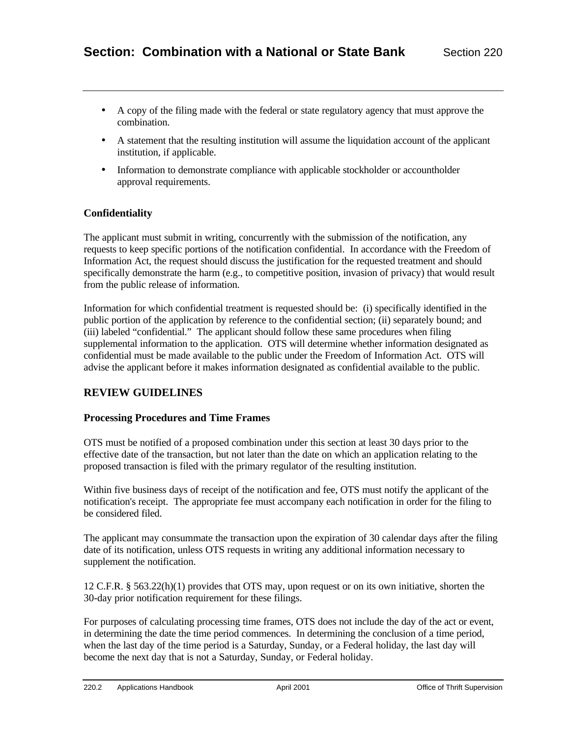- A copy of the filing made with the federal or state regulatory agency that must approve the combination.
- A statement that the resulting institution will assume the liquidation account of the applicant institution, if applicable.
- Information to demonstrate compliance with applicable stockholder or accountholder approval requirements.

### Confidentiality

The applicant must submit in writing, concurrently with the submission of the notification, any requests to keep specific portions of the notification confidential. In accordance with the Freedom of Information Act, the request should discuss the justification for the requested treatment and should specifically demonstrate the harm (e.g., to competitive position, invasion of privacy) that would result from the public release of information.

Information for which confidential treatment is requested should be: (i) specifically identified in the public portion of the application by reference to the confidential section; (ii) separately bound; and (iii) labeled "confidential." The applicant should follow these same procedures when filing supplemental information to the application. OTS will determine whether information designated as confidential must be made available to the public under the Freedom of Information Act. OTS will advise the applicant before it makes information designated as confidential available to the public.

## REVIEW GUIDELINES

### Processing Procedures and Time Frames

OTS must be notified of a proposed combination under this section at least 30 days prior to the effective date of the transaction, but not later than the date on which an application relating to the proposed transaction is filed with the primary regulator of the resulting institution.

Within five business days of receipt of the notification and fee, OTS must notify the applicant of the notification's receipt. The appropriate fee must accompany each notification in order for the filing to be considered filed.

The applicant may consummate the transaction upon the expiration of 30 calendar days after the filing date of its notification, unless OTS requests in writing any additional information necessary to supplement the notification.

12 C.F.R. § 563.22(h)(1) provides that OTS may, upon request or on its own initiative, shorten the 30-day prior notification requirement for these filings.

For purposes of calculating processing time frames, OTS does not include the day of the act or event, in determining the date the time period commences. In determining the conclusion of a time period, when the last day of the time period is a Saturday, Sunday, or a Federal holiday, the last day will become the next day that is not a Saturday, Sunday, or Federal holiday.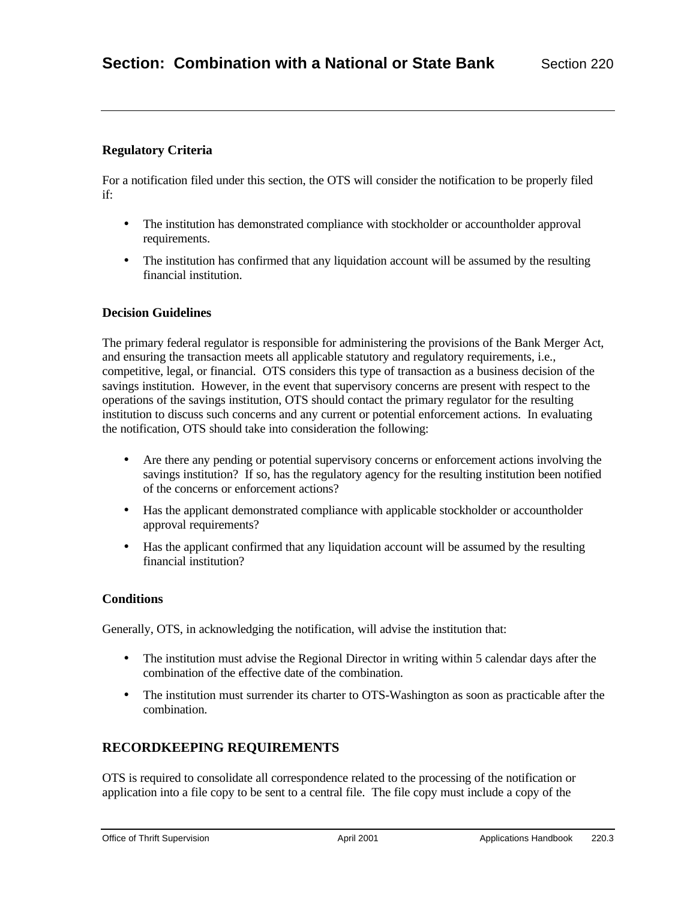### Regulatory Criteria

For a notification filed under this section, the OTS will consider the notification to be properly filed if:

- The institution has demonstrated compliance with stockholder or accountholder approval requirements.
- The institution has confirmed that any liquidation account will be assumed by the resulting financial institution.

### Decision Guidelines

The primary federal regulator is responsible for administering the provisions of the Bank Merger Act, and ensuring the transaction meets all applicable statutory and regulatory requirements, i.e., competitive, legal, or financial. OTS considers this type of transaction as a business decision of the savings institution. However, in the event that supervisory concerns are present with respect to the operations of the savings institution, OTS should contact the primary regulator for the resulting institution to discuss such concerns and any current or potential enforcement actions. In evaluating the notification, OTS should take into consideration the following:

- Are there any pending or potential supervisory concerns or enforcement actions involving the savings institution? If so, has the regulatory agency for the resulting institution been notified of the concerns or enforcement actions?
- Has the applicant demonstrated compliance with applicable stockholder or accountholder approval requirements?
- Has the applicant confirmed that any liquidation account will be assumed by the resulting financial institution?

### Conditions

Generally, OTS, in acknowledging the notification, will advise the institution that:

- The institution must advise the Regional Director in writing within 5 calendar days after the combination of the effective date of the combination.
- The institution must surrender its charter to OTS-Washington as soon as practicable after the combination.

## RECORDKEEPING REQUIREMENTS

OTS is required to consolidate all correspondence related to the processing of the notification or application into a file copy to be sent to a central file. The file copy must include a copy of the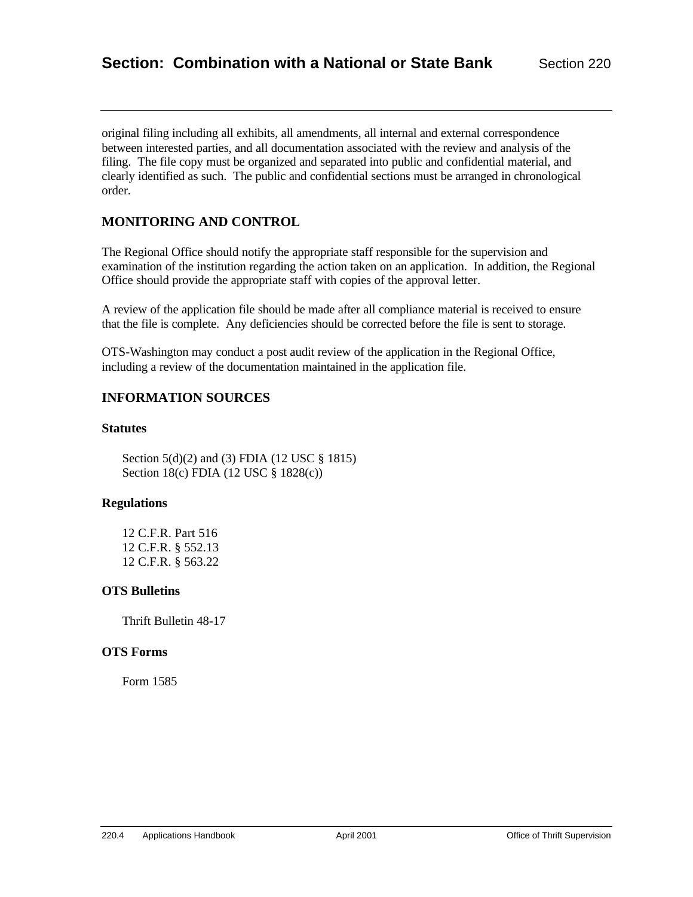original filing including all exhibits, all amendments, all internal and external correspondence between interested parties, and all documentation associated with the review and analysis of the filing. The file copy must be organized and separated into public and confidential material, and clearly identified as such. The public and confidential sections must be arranged in chronological order.

## MONITORING AND CONTROL

The Regional Office should notify the appropriate staff responsible for the supervision and examination of the institution regarding the action taken on an application. In addition, the Regional Office should provide the appropriate staff with copies of the approval letter.

A review of the application file should be made after all compliance material is received to ensure that the file is complete. Any deficiencies should be corrected before the file is sent to storage.

OTS-Washington may conduct a post audit review of the application in the Regional Office, including a review of the documentation maintained in the application file.

## INFORMATION SOURCES

### Statutes

Section 5(d)(2) and (3) FDIA (12 USC § 1815)
Section 18(c) FDIA (12 USC § 1828(c))

### Regulations

12 C.F.R. Part 516
12 C.F.R. § 552.13
12 C.F.R. § 563.22

### OTS Bulletins

Thrift Bulletin 48-17

### OTS Forms

Form 1585